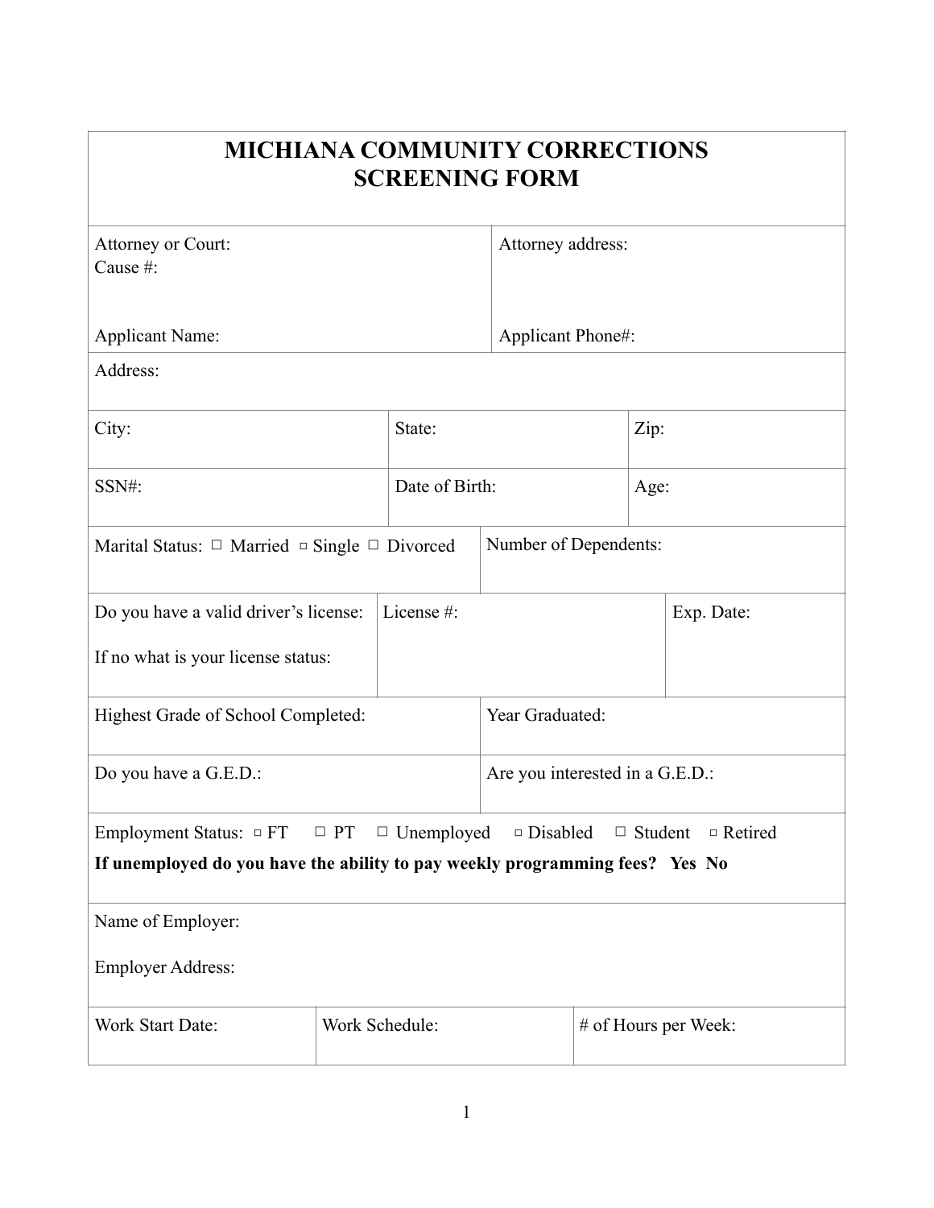# MICHIANA COMMUNITY CORRECTIONS
# SCREENING FORM

| Attorney or Court:<br>Cause #:<br><br>Applicant Name: | Attorney address:<br><br><br>Applicant Phone#: |
|---|---|

| Address: |
|---|

| City: | State: | Zip: |
|---|---|---|
| SSN#: | Date of Birth: | Age: |

| Marital Status: ☐ Married ☐ Single ☐ Divorced | Number of Dependents: |
|---|---|

| Do you have a valid driver's license:<br><br>If no what is your license status: | License #: | Exp. Date: |
|---|---|---|

| Highest Grade of School Completed: | Year Graduated: |
|---|---|
| Do you have a G.E.D.: | Are you interested in a G.E.D.: |

| Employment Status: ☐ FT ☐ PT ☐ Unemployed ☐ Disabled ☐ Student ☐ Retired<br>**If unemployed do you have the ability to pay weekly programming fees? Yes No** |
|---|
| Name of Employer:<br><br>Employer Address: |

| Work Start Date: | Work Schedule: | # of Hours per Week: |
|---|---|---|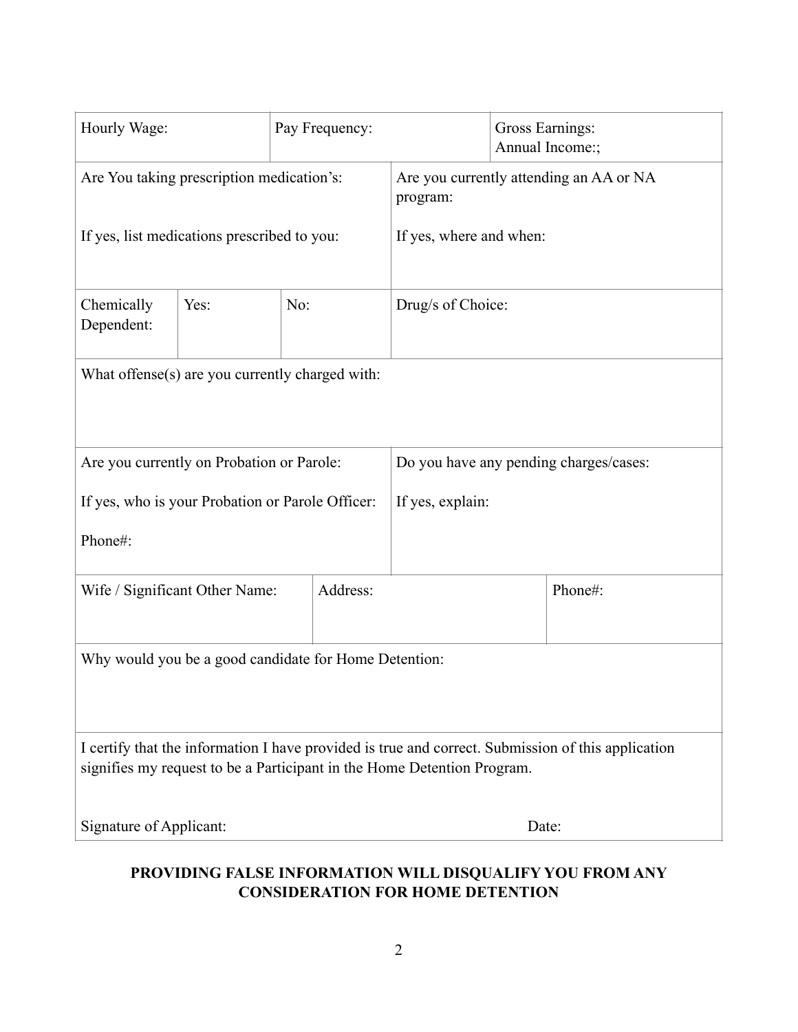| | | | | | |
|---|---|---|---|---|---|
| Hourly Wage: | | Pay Frequency: | | | Gross Earnings:<br>Annual Income:; |
| Are You taking prescription medication's:<br><br>If yes, list medications prescribed to you: | | | Are you currently attending an AA or NA program:<br><br>If yes, where and when: | | |
| Chemically Dependent: | Yes: | No: | Drug/s of Choice: | | |
| What offense(s) are you currently charged with: | | | | | |
| Are you currently on Probation or Parole:<br><br>If yes, who is your Probation or Parole Officer:<br><br>Phone#: | | | Do you have any pending charges/cases:<br><br>If yes, explain: | | |
| Wife / Significant Other Name: | | Address: | | | Phone#: |
| Why would you be a good candidate for Home Detention: | | | | | |
| I certify that the information I have provided is true and correct. Submission of this application signifies my request to be a Participant in the Home Detention Program.<br><br>Signature of Applicant: | | | | Date: | |

**PROVIDING FALSE INFORMATION WILL DISQUALIFY YOU FROM ANY CONSIDERATION FOR HOME DETENTION**